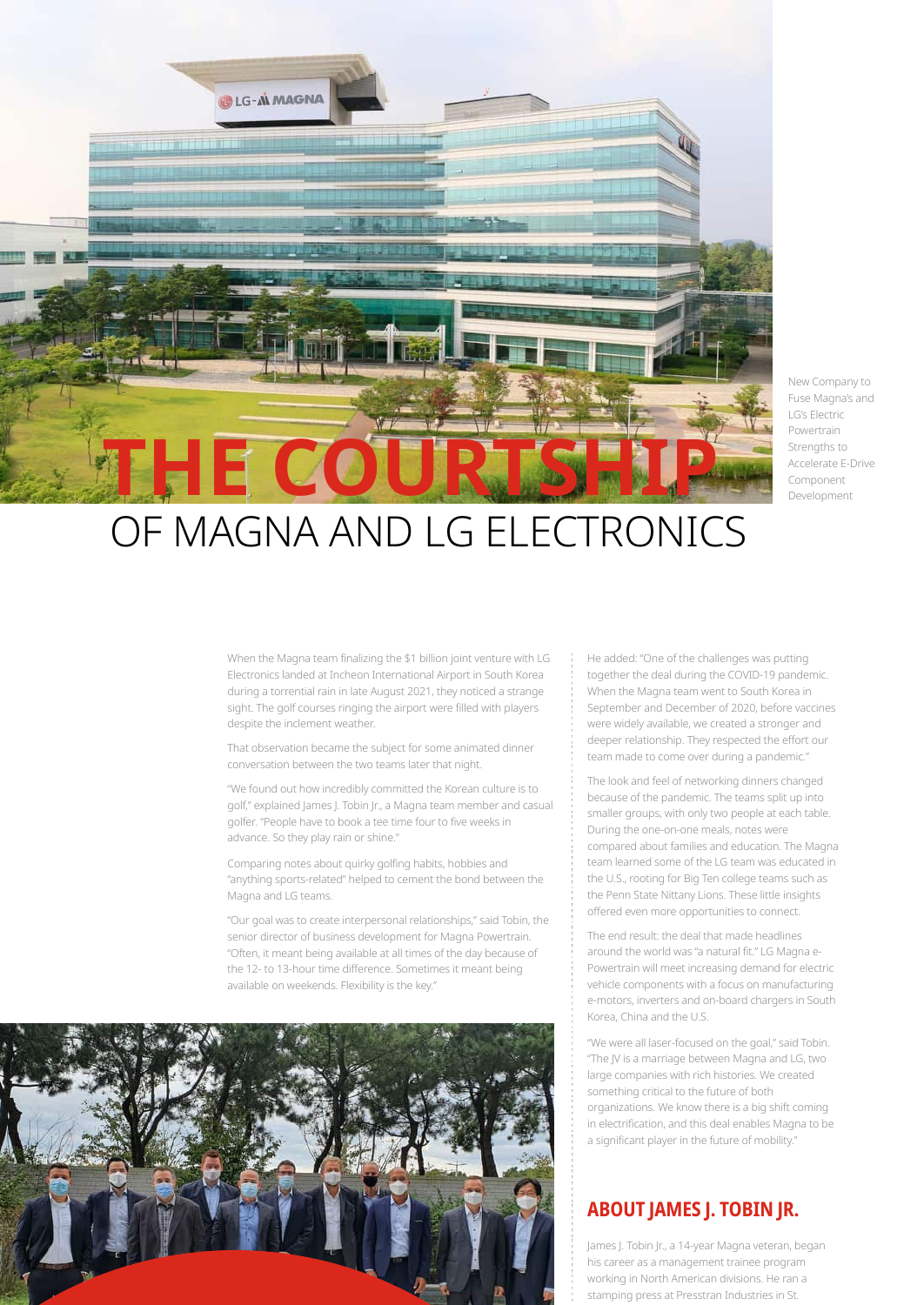# THE COURTSHIP OF MAGNA AND LG ELECTRONICS

New Company to Fuse Magna's and LG's Electric Powertrain Strengths to Accelerate E-Drive Component Development

When the Magna team finalizing the $1 billion joint venture with LG Electronics landed at Incheon International Airport in South Korea during a torrential rain in late August 2021, they noticed a strange sight. The golf courses ringing the airport were filled with players despite the inclement weather.

That observation became the subject for some animated dinner conversation between the two teams later that night.

"We found out how incredibly committed the Korean culture is to golf," explained James J. Tobin Jr., a Magna team member and casual golfer. "People have to book a tee time four to five weeks in advance. So they play rain or shine."

Comparing notes about quirky golfing habits, hobbies and "anything sports-related" helped to cement the bond between the Magna and LG teams.

"Our goal was to create interpersonal relationships," said Tobin, the senior director of business development for Magna Powertrain. "Often, it meant being available at all times of the day because of the 12- to 13-hour time difference. Sometimes it meant being available on weekends. Flexibility is the key."

He added: "One of the challenges was putting together the deal during the COVID-19 pandemic. When the Magna team went to South Korea in September and December of 2020, before vaccines were widely available, we created a stronger and deeper relationship. They respected the effort our team made to come over during a pandemic."

The look and feel of networking dinners changed because of the pandemic. The teams split up into smaller groups, with only two people at each table. During the one-on-one meals, notes were compared about families and education. The Magna team learned some of the LG team was educated in the U.S., rooting for Big Ten college teams such as the Penn State Nittany Lions. These little insights offered even more opportunities to connect.

The end result: the deal that made headlines around the world was "a natural fit." LG Magna e-Powertrain will meet increasing demand for electric vehicle components with a focus on manufacturing e-motors, inverters and on-board chargers in South Korea, China and the U.S.

"We were all laser-focused on the goal," said Tobin. "The JV is a marriage between Magna and LG, two large companies with rich histories. We created something critical to the future of both organizations. We know there is a big shift coming in electrification, and this deal enables Magna to be a significant player in the future of mobility."

## ABOUT JAMES J. TOBIN JR.

James J. Tobin Jr., a 14-year Magna veteran, began his career as a management trainee program working in North American divisions. He ran a stamping press at Presstran Industries in St.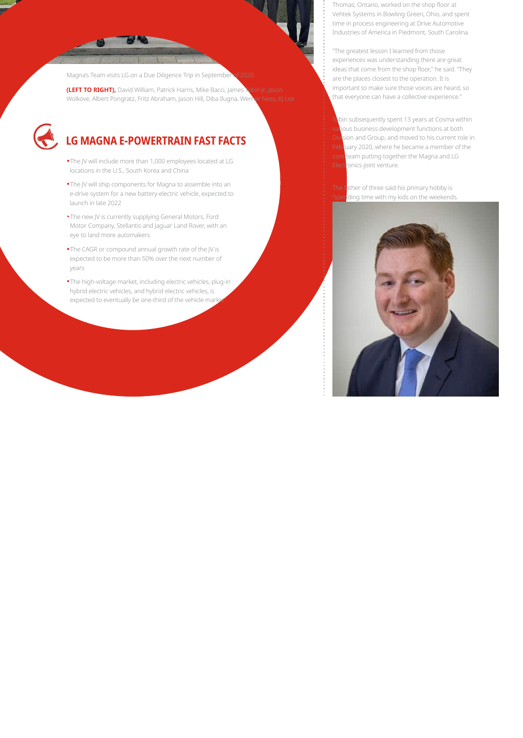Magna's Team visits LG on a Due Diligence Trip in September of 2020

**(LEFT TO RIGHT),** David William, Patrick Harris, Mike Bacci, James Tobin Jr, Jason Wolkove, Albert Pongratz, Fritz Abraham, Jason Hill, Diba Ilugna, Werner Ness, KJ Lee

## LG MAGNA E-POWERTRAIN FAST FACTS

- The JV will include more than 1,000 employees located at LG locations in the U.S., South Korea and China
- The JV will ship components for Magna to assemble into an e-drive system for a new battery-electric vehicle, expected to launch in late 2022
- The new JV is currently supplying General Motors, Ford Motor Company, Stellantis and Jaguar Land Rover, with an eye to land more automakers
- The CAGR or compound annual growth rate of the JV is expected to be more than 50% over the next number of years
- The high-voltage market, including electric vehicles, plug-in hybrid electric vehicles, and hybrid electric vehicles, is expected to eventually be one-third of the vehicle market

Thomas, Ontario, worked on the shop floor at Vehtek Systems in Bowling Green, Ohio, and spent time in process engineering at Drive Automotive Industries of America in Piedmont, South Carolina.

"The greatest lesson I learned from those experiences was understanding there are great ideas that come from the shop floor," he said. "They are the places closest to the operation. It is important to make sure those voices are heard, so that everyone can have a collective experience."

Tobin subsequently spent 13 years at Cosma within various business development functions at both Division and Group, and moved to his current role in February 2020, where he became a member of the core team putting together the Magna and LG Electronics joint venture.

The father of three said his primary hobby is "spending time with my kids on the weekends.